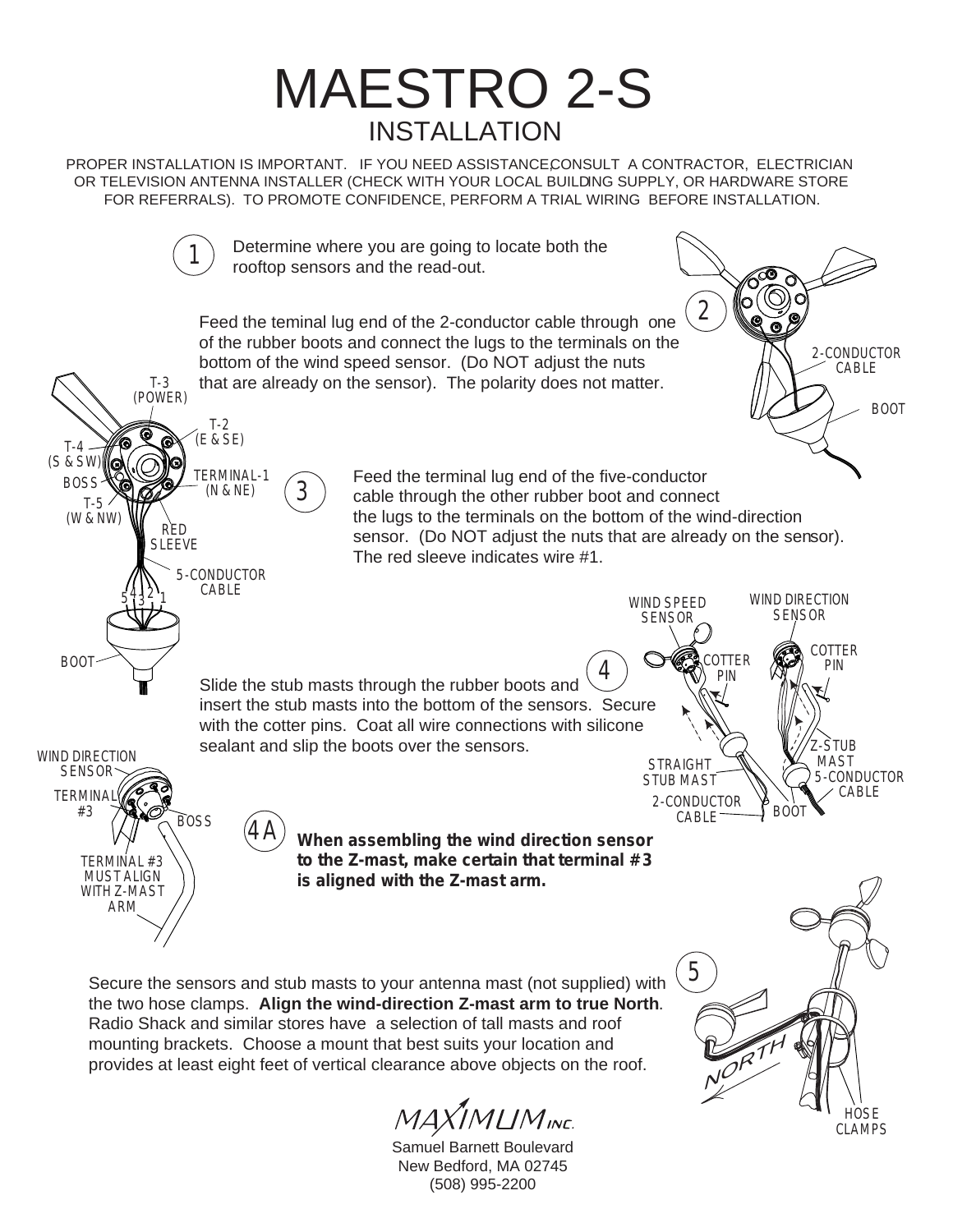# MAESTRO 2-S

## INSTALLATION

PROPER INSTALLATION IS IMPORTANT. IF YOU NEED ASSISTANCE, CONSULT A CONTRACTOR, ELECTRICIAN OR TELEVISION ANTENNA INSTALLER (CHECK WITH YOUR LOCAL BUILDING SUPPLY, OR HARDWARE STORE FOR REFERRALS). TO PROMOTE CONFIDENCE, PERFORM A TRIAL WIRING BEFORE INSTALLATION.

**1** Determine where you are going to locate both the rooftop sensors and the read-out.

**2** Feed the teminal lug end of the 2-conductor cable through one of the rubber boots and connect the lugs to the terminals on the bottom of the wind speed sensor. (Do NOT adjust the nuts that are already on the sensor). The polarity does not matter.

2-CONDUCTOR CABLE
BOOT

**3** Feed the terminal lug end of the five-conductor cable through the other rubber boot and connect the lugs to the terminals on the bottom of the wind-direction sensor. (Do NOT adjust the nuts that are already on the sensor). The red sleeve indicates wire #1.

T-3 (POWER)
T-2 (E & SE)
T-4 (S & SW)
BOSS
TERMINAL-1 (N & NE)
T-5 (W & NW)
RED SLEEVE
5-CONDUCTOR CABLE
5 4 3 2 1
BOOT

**4** Slide the stub masts through the rubber boots and insert the stub masts into the bottom of the sensors. Secure with the cotter pins. Coat all wire connections with silicone sealant and slip the boots over the sensors.

WIND SPEED SENSOR
WIND DIRECTION SENSOR
COTTER PIN
COTTER PIN
Z-STUB MAST
STRAIGHT STUB MAST
5-CONDUCTOR CABLE
2-CONDUCTOR CABLE
BOOT

**4A** **When assembling the wind direction sensor to the Z-mast, make certain that terminal #3 is aligned with the Z-mast arm.**

WIND DIRECTION SENSOR
TERMINAL #3
BOSS
TERMINAL #3 MUST ALIGN WITH Z-MAST ARM

**5** Secure the sensors and stub masts to your antenna mast (not supplied) with the two hose clamps. **Align the wind-direction Z-mast arm to true North**. Radio Shack and similar stores have a selection of tall masts and roof mounting brackets. Choose a mount that best suits your location and provides at least eight feet of vertical clearance above objects on the roof.

NORTH
HOSE CLAMPS

MAXIMUM INC.
Samuel Barnett Boulevard
New Bedford, MA 02745
(508) 995-2200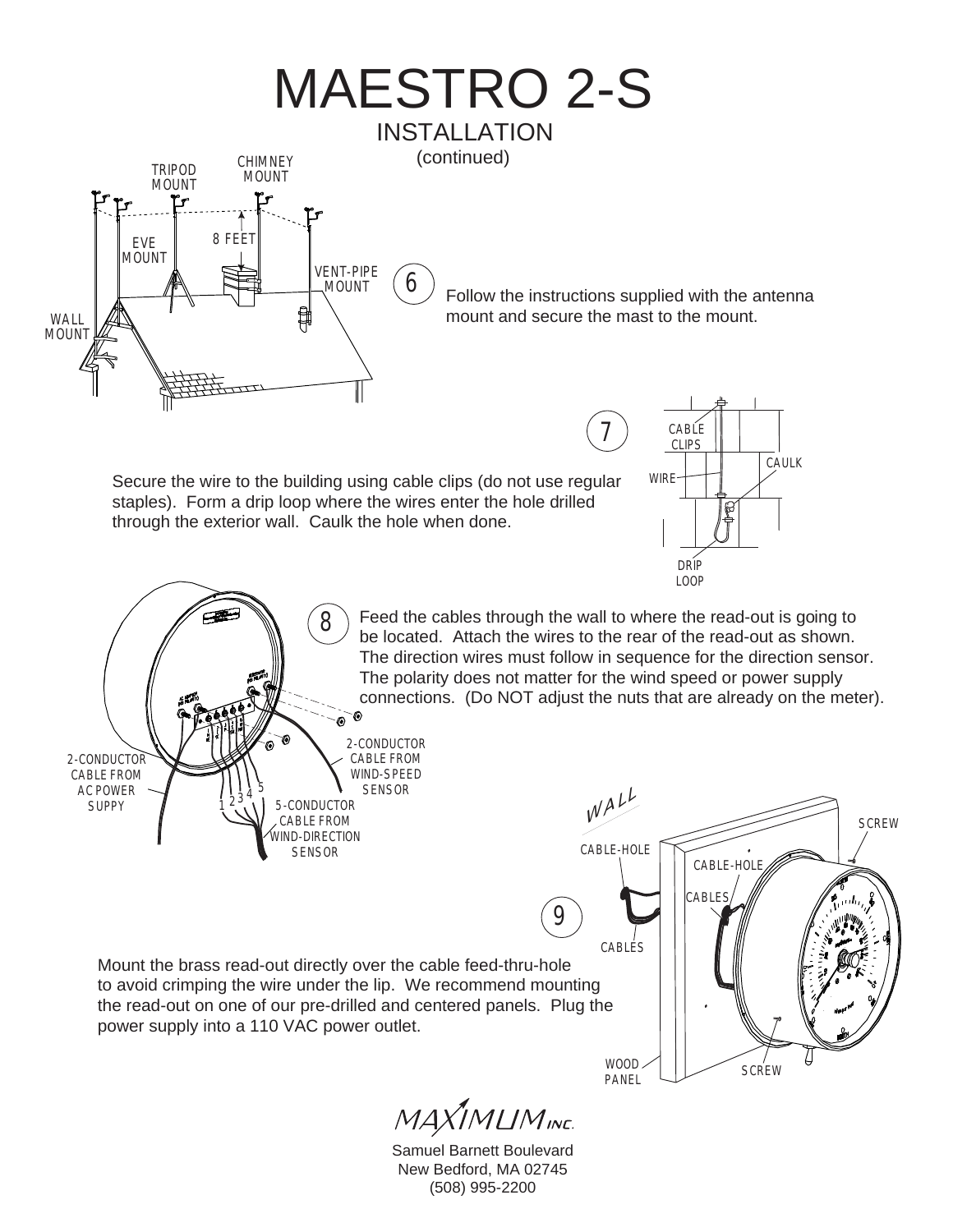# MAESTRO 2-S

## INSTALLATION

(continued)

**6** Follow the instructions supplied with the antenna mount and secure the mast to the mount.

**7** Secure the wire to the building using cable clips (do not use regular staples). Form a drip loop where the wires enter the hole drilled through the exterior wall. Caulk the hole when done.

**8** Feed the cables through the wall to where the read-out is going to be located. Attach the wires to the rear of the read-out as shown. The direction wires must follow in sequence for the direction sensor. The polarity does not matter for the wind speed or power supply connections. (Do NOT adjust the nuts that are already on the meter).

**9** Mount the brass read-out directly over the cable feed-thru-hole to avoid crimping the wire under the lip. We recommend mounting the read-out on one of our pre-drilled and centered panels. Plug the power supply into a 110 VAC power outlet.

MAXIMUM INC.

Samuel Barnett Boulevard
New Bedford, MA 02745
(508) 995-2200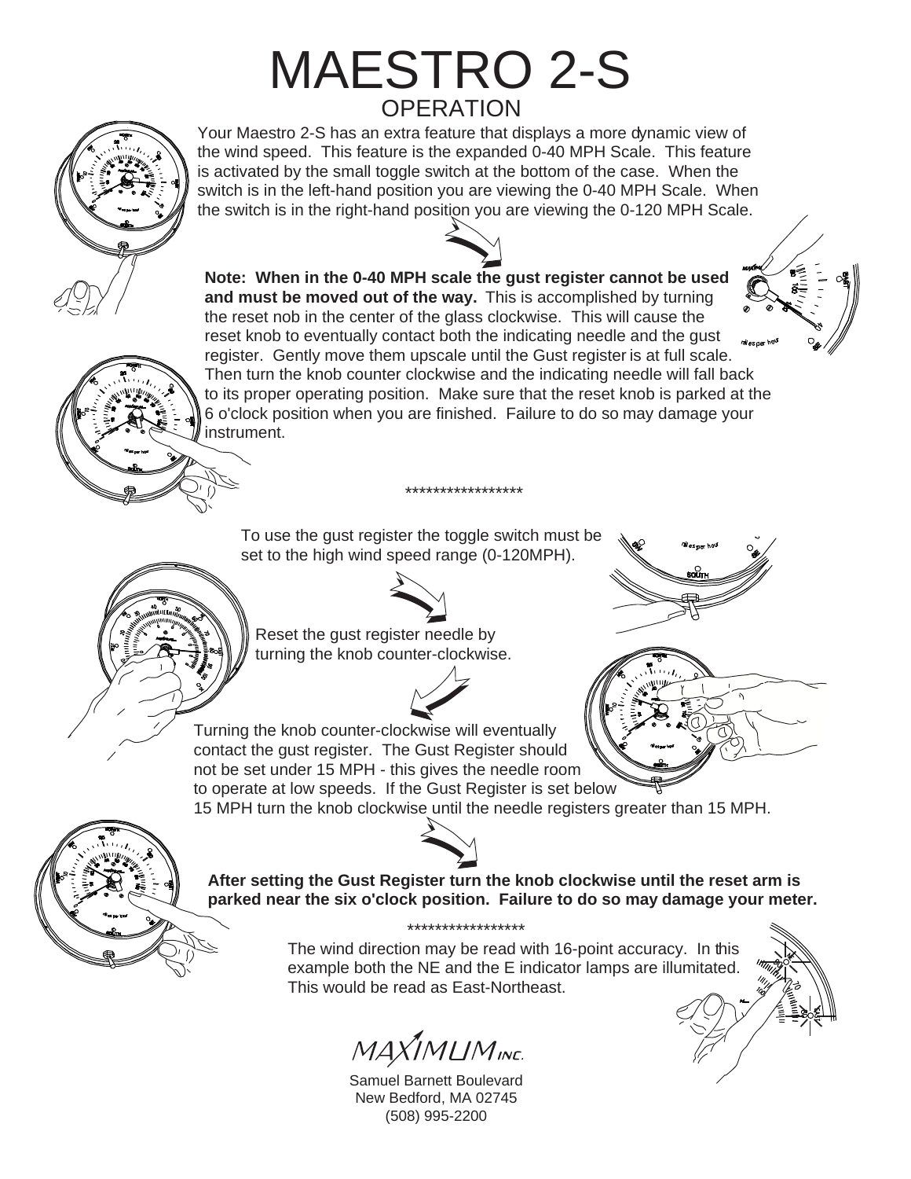# MAESTRO 2-S

## OPERATION

Your Maestro 2-S has an extra feature that displays a more dynamic view of the wind speed. This feature is the expanded 0-40 MPH Scale. This feature is activated by the small toggle switch at the bottom of the case. When the switch is in the left-hand position you are viewing the 0-40 MPH Scale. When the switch is in the right-hand position you are viewing the 0-120 MPH Scale.

**Note: When in the 0-40 MPH scale the gust register cannot be used and must be moved out of the way.** This is accomplished by turning the reset nob in the center of the glass clockwise. This will cause the reset knob to eventually contact both the indicating needle and the gust register. Gently move them upscale until the Gust register is at full scale. Then turn the knob counter clockwise and the indicating needle will fall back to its proper operating position. Make sure that the reset knob is parked at the 6 o'clock position when you are finished. Failure to do so may damage your instrument.

*****************

To use the gust register the toggle switch must be set to the high wind speed range (0-120MPH).

Reset the gust register needle by turning the knob counter-clockwise.

Turning the knob counter-clockwise will eventually contact the gust register. The Gust Register should not be set under 15 MPH - this gives the needle room to operate at low speeds. If the Gust Register is set below 15 MPH turn the knob clockwise until the needle registers greater than 15 MPH.

**After setting the Gust Register turn the knob clockwise until the reset arm is parked near the six o'clock position. Failure to do so may damage your meter.**

*****************

The wind direction may be read with 16-point accuracy. In this example both the NE and the E indicator lamps are illumitated. This would be read as East-Northeast.

MAXIMUM INC.

Samuel Barnett Boulevard
New Bedford, MA 02745
(508) 995-2200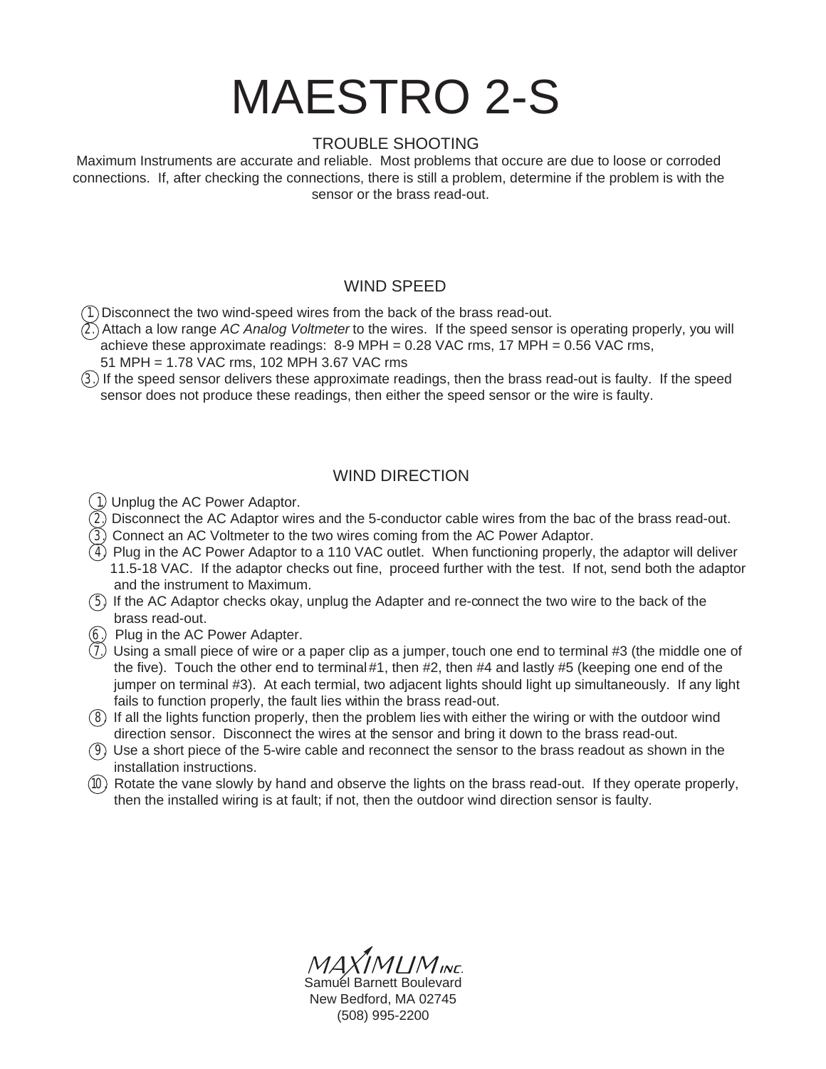# MAESTRO 2-S

## TROUBLE SHOOTING

Maximum Instruments are accurate and reliable. Most problems that occure are due to loose or corroded connections. If, after checking the connections, there is still a problem, determine if the problem is with the sensor or the brass read-out.

## WIND SPEED

1. Disconnect the two wind-speed wires from the back of the brass read-out.
2. Attach a low range *AC Analog Voltmeter* to the wires. If the speed sensor is operating properly, you will achieve these approximate readings: 8-9 MPH = 0.28 VAC rms, 17 MPH = 0.56 VAC rms, 51 MPH = 1.78 VAC rms, 102 MPH 3.67 VAC rms
3. If the speed sensor delivers these approximate readings, then the brass read-out is faulty. If the speed sensor does not produce these readings, then either the speed sensor or the wire is faulty.

## WIND DIRECTION

1. Unplug the AC Power Adaptor.
2. Disconnect the AC Adaptor wires and the 5-conductor cable wires from the bac of the brass read-out.
3. Connect an AC Voltmeter to the two wires coming from the AC Power Adaptor.
4. Plug in the AC Power Adaptor to a 110 VAC outlet. When functioning properly, the adaptor will deliver 11.5-18 VAC. If the adaptor checks out fine, proceed further with the test. If not, send both the adaptor and the instrument to Maximum.
5. If the AC Adaptor checks okay, unplug the Adapter and re-connect the two wire to the back of the brass read-out.
6. Plug in the AC Power Adapter.
7. Using a small piece of wire or a paper clip as a jumper, touch one end to terminal #3 (the middle one of the five). Touch the other end to terminal #1, then #2, then #4 and lastly #5 (keeping one end of the jumper on terminal #3). At each termial, two adjacent lights should light up simultaneously. If any light fails to function properly, the fault lies within the brass read-out.
8. If all the lights function properly, then the problem lies with either the wiring or with the outdoor wind direction sensor. Disconnect the wires at the sensor and bring it down to the brass read-out.
9. Use a short piece of the 5-wire cable and reconnect the sensor to the brass readout as shown in the installation instructions.
10. Rotate the vane slowly by hand and observe the lights on the brass read-out. If they operate properly, then the installed wiring is at fault; if not, then the outdoor wind direction sensor is faulty.

MAXIMUM INC.
Samuel Barnett Boulevard
New Bedford, MA 02745
(508) 995-2200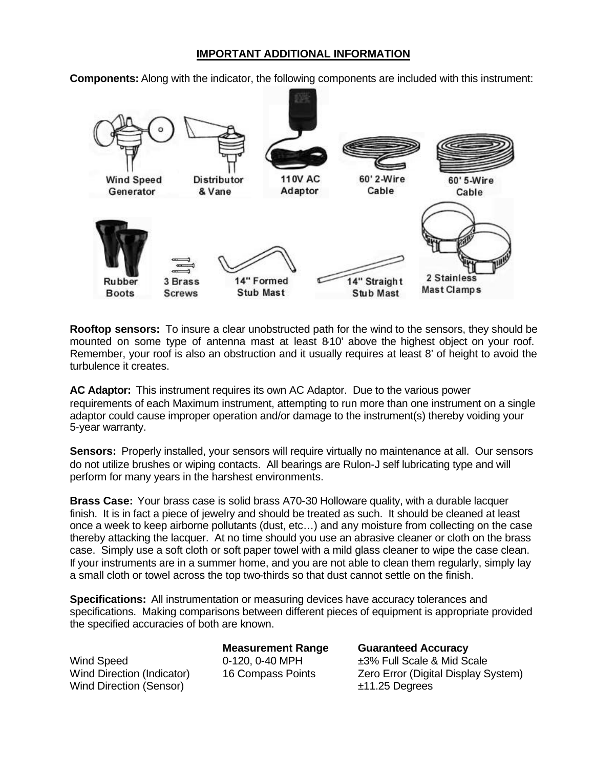**IMPORTANT ADDITIONAL INFORMATION**

**Components:** Along with the indicator, the following components are included with this instrument:

Wind Speed Generator

Distributor & Vane

110V AC Adaptor

60' 2-Wire Cable

60' 5-Wire Cable

Rubber Boots

3 Brass Screws

14" Formed Stub Mast

14" Straight Stub Mast

2 Stainless Mast Clamps

**Rooftop sensors:** To insure a clear unobstructed path for the wind to the sensors, they should be mounted on some type of antenna mast at least 8-10' above the highest object on your roof. Remember, your roof is also an obstruction and it usually requires at least 8' of height to avoid the turbulence it creates.

**AC Adaptor:** This instrument requires its own AC Adaptor. Due to the various power requirements of each Maximum instrument, attempting to run more than one instrument on a single adaptor could cause improper operation and/or damage to the instrument(s) thereby voiding your 5-year warranty.

**Sensors:** Properly installed, your sensors will require virtually no maintenance at all. Our sensors do not utilize brushes or wiping contacts. All bearings are Rulon-J self lubricating type and will perform for many years in the harshest environments.

**Brass Case:** Your brass case is solid brass A70-30 Holloware quality, with a durable lacquer finish. It is in fact a piece of jewelry and should be treated as such. It should be cleaned at least once a week to keep airborne pollutants (dust, etc…) and any moisture from collecting on the case thereby attacking the lacquer. At no time should you use an abrasive cleaner or cloth on the brass case. Simply use a soft cloth or soft paper towel with a mild glass cleaner to wipe the case clean. If your instruments are in a summer home, and you are not able to clean them regularly, simply lay a small cloth or towel across the top two-thirds so that dust cannot settle on the finish.

**Specifications:** All instrumentation or measuring devices have accuracy tolerances and specifications. Making comparisons between different pieces of equipment is appropriate provided the specified accuracies of both are known.

| | **Measurement Range** | **Guaranteed Accuracy** |
|---|---|---|
| Wind Speed | 0-120, 0-40 MPH | ±3% Full Scale & Mid Scale |
| Wind Direction (Indicator) | 16 Compass Points | Zero Error (Digital Display System) |
| Wind Direction (Sensor) | | ±11.25 Degrees |